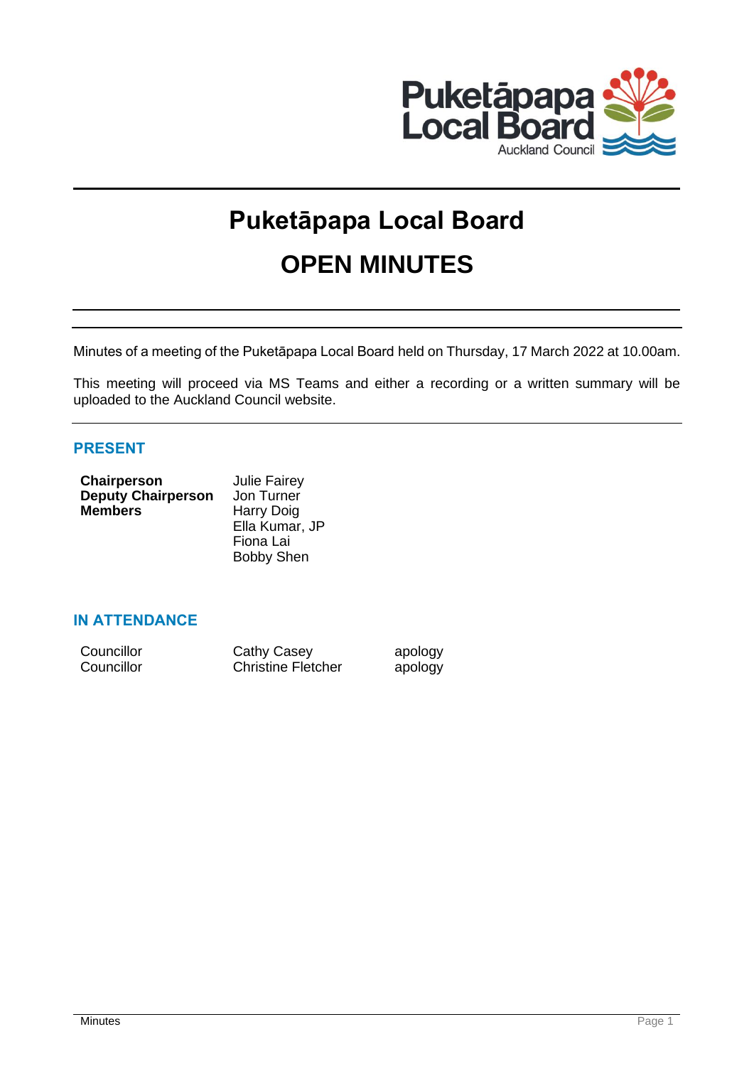# Puketāpapa Local Board

# OPEN MINUTES

Minutes of a meeting of the Puketāpapa Local Board held on Thursday, 17 March 2022 at 10.00am.

This meeting will proceed via MS Teams and either a recording or a written summary will be uploaded to the Auckland Council website.

## PRESENT

| | |
|---|---|
| **Chairperson** | Julie Fairey |
| **Deputy Chairperson** | Jon Turner |
| **Members** | Harry Doig |
| | Ella Kumar, JP |
| | Fiona Lai |
| | Bobby Shen |

## IN ATTENDANCE

| | | |
|---|---|---|
| Councillor | Cathy Casey | apology |
| Councillor | Christine Fletcher | apology |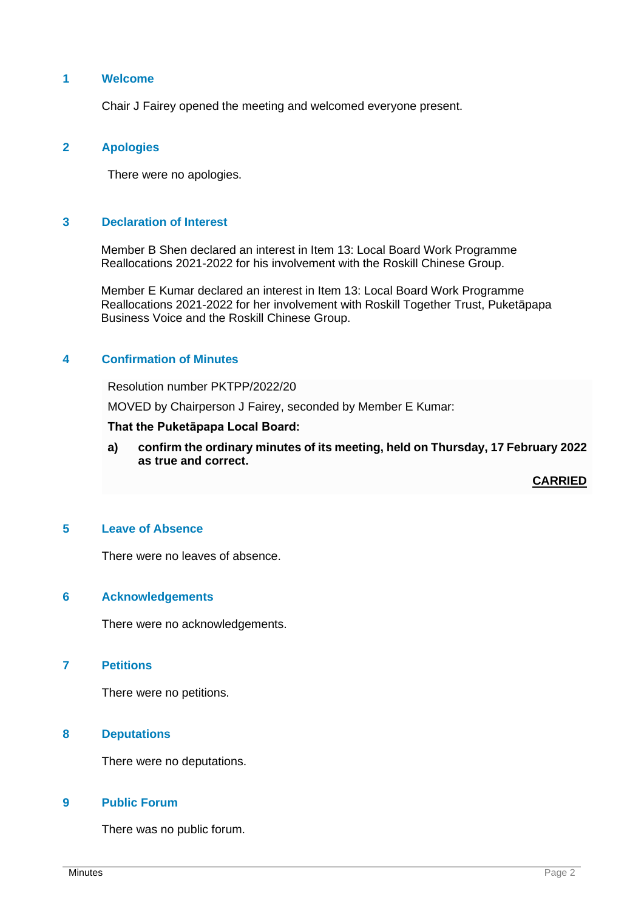## 1 Welcome

Chair J Fairey opened the meeting and welcomed everyone present.

## 2 Apologies

There were no apologies.

## 3 Declaration of Interest

Member B Shen declared an interest in Item 13: Local Board Work Programme Reallocations 2021-2022 for his involvement with the Roskill Chinese Group.

Member E Kumar declared an interest in Item 13: Local Board Work Programme Reallocations 2021-2022 for her involvement with Roskill Together Trust, Puketāpapa Business Voice and the Roskill Chinese Group.

## 4 Confirmation of Minutes

Resolution number PKTPP/2022/20

MOVED by Chairperson J Fairey, seconded by Member E Kumar:

**That the Puketāpapa Local Board:**

**a) confirm the ordinary minutes of its meeting, held on Thursday, 17 February 2022 as true and correct.**

**CARRIED**

## 5 Leave of Absence

There were no leaves of absence.

## 6 Acknowledgements

There were no acknowledgements.

## 7 Petitions

There were no petitions.

## 8 Deputations

There were no deputations.

## 9 Public Forum

There was no public forum.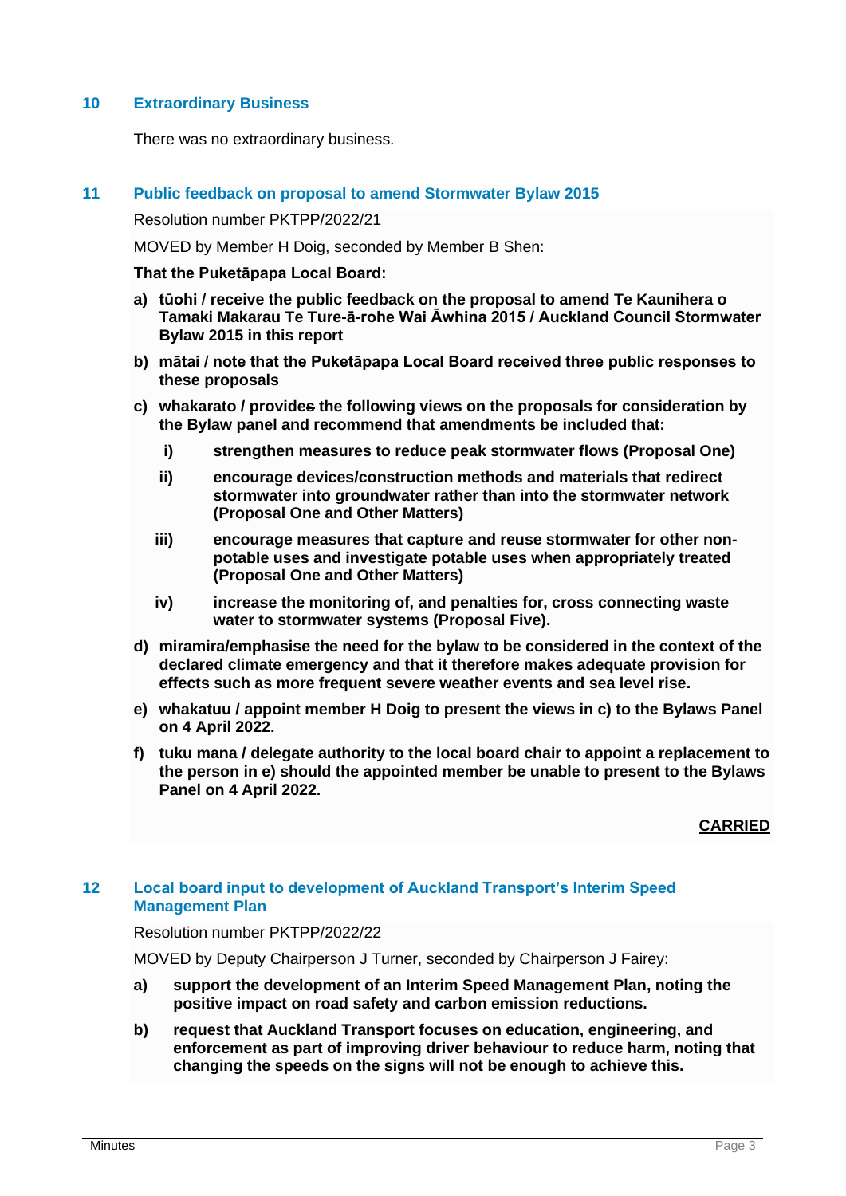## 10 Extraordinary Business

There was no extraordinary business.

## 11 Public feedback on proposal to amend Stormwater Bylaw 2015

Resolution number PKTPP/2022/21

MOVED by Member H Doig, seconded by Member B Shen:

**That the Puketāpapa Local Board:**

**a) tūohi / receive the public feedback on the proposal to amend Te Kaunihera o Tamaki Makarau Te Ture-ā-rohe Wai Āwhina 2015 / Auckland Council Stormwater Bylaw 2015 in this report**

**b) mātai / note that the Puketāpapa Local Board received three public responses to these proposals**

**c) whakarato / provides the following views on the proposals for consideration by the Bylaw panel and recommend that amendments be included that:**

   **i) strengthen measures to reduce peak stormwater flows (Proposal One)**

   **ii) encourage devices/construction methods and materials that redirect stormwater into groundwater rather than into the stormwater network (Proposal One and Other Matters)**

   **iii) encourage measures that capture and reuse stormwater for other non-potable uses and investigate potable uses when appropriately treated (Proposal One and Other Matters)**

   **iv) increase the monitoring of, and penalties for, cross connecting waste water to stormwater systems (Proposal Five).**

**d) miramira/emphasise the need for the bylaw to be considered in the context of the declared climate emergency and that it therefore makes adequate provision for effects such as more frequent severe weather events and sea level rise.**

**e) whakatuu / appoint member H Doig to present the views in c) to the Bylaws Panel on 4 April 2022.**

**f) tuku mana / delegate authority to the local board chair to appoint a replacement to the person in e) should the appointed member be unable to present to the Bylaws Panel on 4 April 2022.**

**CARRIED**

## 12 Local board input to development of Auckland Transport's Interim Speed Management Plan

Resolution number PKTPP/2022/22

MOVED by Deputy Chairperson J Turner, seconded by Chairperson J Fairey:

**a) support the development of an Interim Speed Management Plan, noting the positive impact on road safety and carbon emission reductions.**

**b) request that Auckland Transport focuses on education, engineering, and enforcement as part of improving driver behaviour to reduce harm, noting that changing the speeds on the signs will not be enough to achieve this.**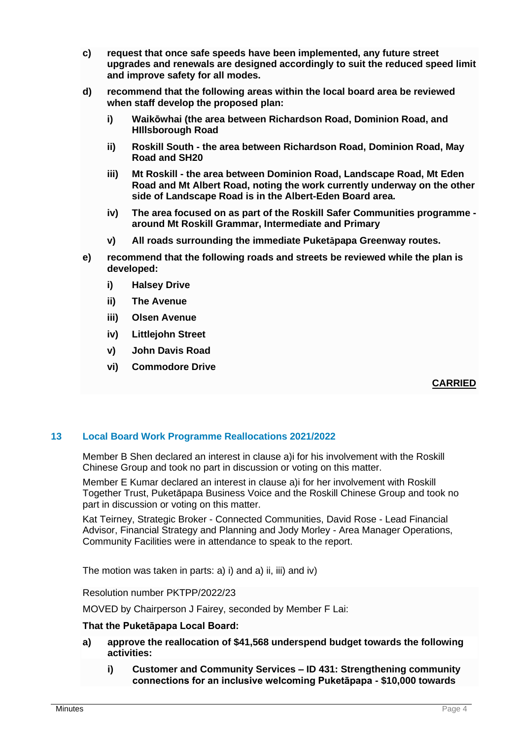**c) request that once safe speeds have been implemented, any future street upgrades and renewals are designed accordingly to suit the reduced speed limit and improve safety for all modes.**

**d) recommend that the following areas within the local board area be reviewed when staff develop the proposed plan:**

   **i) Waikōwhai (the area between Richardson Road, Dominion Road, and HIllsborough Road**

   **ii) Roskill South - the area between Richardson Road, Dominion Road, May Road and SH20**

   **iii) Mt Roskill - the area between Dominion Road, Landscape Road, Mt Eden Road and Mt Albert Road, noting the work currently underway on the other side of Landscape Road is in the Albert-Eden Board area.**

   **iv) The area focused on as part of the Roskill Safer Communities programme - around Mt Roskill Grammar, Intermediate and Primary**

   **v) All roads surrounding the immediate Puketāpapa Greenway routes.**

**e) recommend that the following roads and streets be reviewed while the plan is developed:**

   **i) Halsey Drive**

   **ii) The Avenue**

   **iii) Olsen Avenue**

   **iv) Littlejohn Street**

   **v) John Davis Road**

   **vi) Commodore Drive**

**CARRIED**

## 13 Local Board Work Programme Reallocations 2021/2022

Member B Shen declared an interest in clause a)i for his involvement with the Roskill Chinese Group and took no part in discussion or voting on this matter.

Member E Kumar declared an interest in clause a)i for her involvement with Roskill Together Trust, Puketāpapa Business Voice and the Roskill Chinese Group and took no part in discussion or voting on this matter.

Kat Teirney, Strategic Broker - Connected Communities, David Rose - Lead Financial Advisor, Financial Strategy and Planning and Jody Morley - Area Manager Operations, Community Facilities were in attendance to speak to the report.

The motion was taken in parts: a) i) and a) ii, iii) and iv)

Resolution number PKTPP/2022/23

MOVED by Chairperson J Fairey, seconded by Member F Lai:

**That the Puketāpapa Local Board:**

**a) approve the reallocation of $41,568 underspend budget towards the following activities:**

   **i) Customer and Community Services – ID 431: Strengthening community connections for an inclusive welcoming Puketāpapa - $10,000 towards**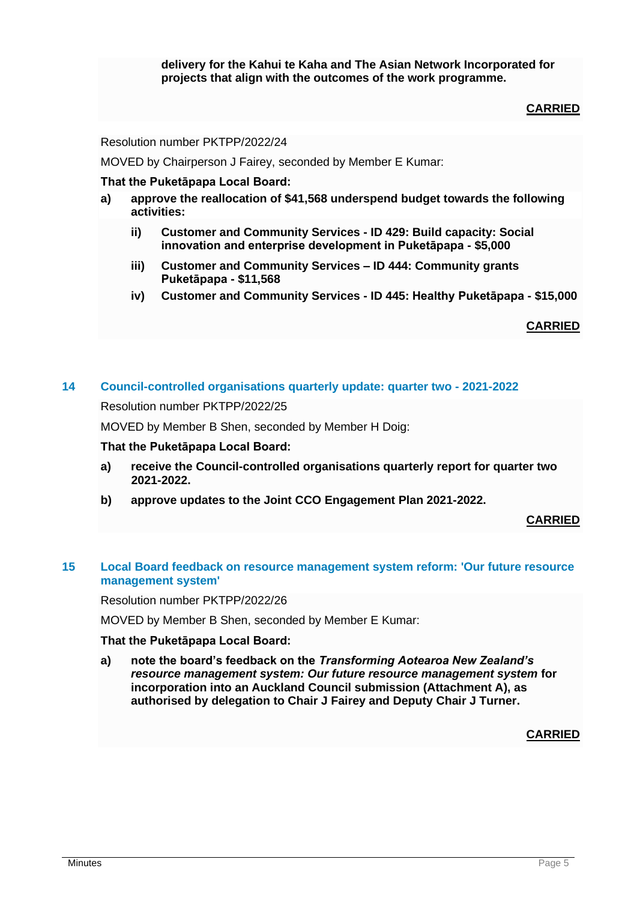**delivery for the Kahui te Kaha and The Asian Network Incorporated for projects that align with the outcomes of the work programme.**

**CARRIED**

Resolution number PKTPP/2022/24

MOVED by Chairperson J Fairey, seconded by Member E Kumar:

**That the Puketāpapa Local Board:**

**a) approve the reallocation of $41,568 underspend budget towards the following activities:**

- **ii) Customer and Community Services - ID 429: Build capacity: Social innovation and enterprise development in Puketāpapa - $5,000**
- **iii) Customer and Community Services – ID 444: Community grants Puketāpapa - $11,568**
- **iv) Customer and Community Services - ID 445: Healthy Puketāpapa - $15,000**

**CARRIED**

## 14 Council-controlled organisations quarterly update: quarter two - 2021-2022

Resolution number PKTPP/2022/25

MOVED by Member B Shen, seconded by Member H Doig:

**That the Puketāpapa Local Board:**

**a) receive the Council-controlled organisations quarterly report for quarter two 2021-2022.**

**b) approve updates to the Joint CCO Engagement Plan 2021-2022.**

**CARRIED**

## 15 Local Board feedback on resource management system reform: 'Our future resource management system'

Resolution number PKTPP/2022/26

MOVED by Member B Shen, seconded by Member E Kumar:

**That the Puketāpapa Local Board:**

**a) note the board's feedback on the *Transforming Aotearoa New Zealand's resource management system: Our future resource management system* for incorporation into an Auckland Council submission (Attachment A), as authorised by delegation to Chair J Fairey and Deputy Chair J Turner.**

**CARRIED**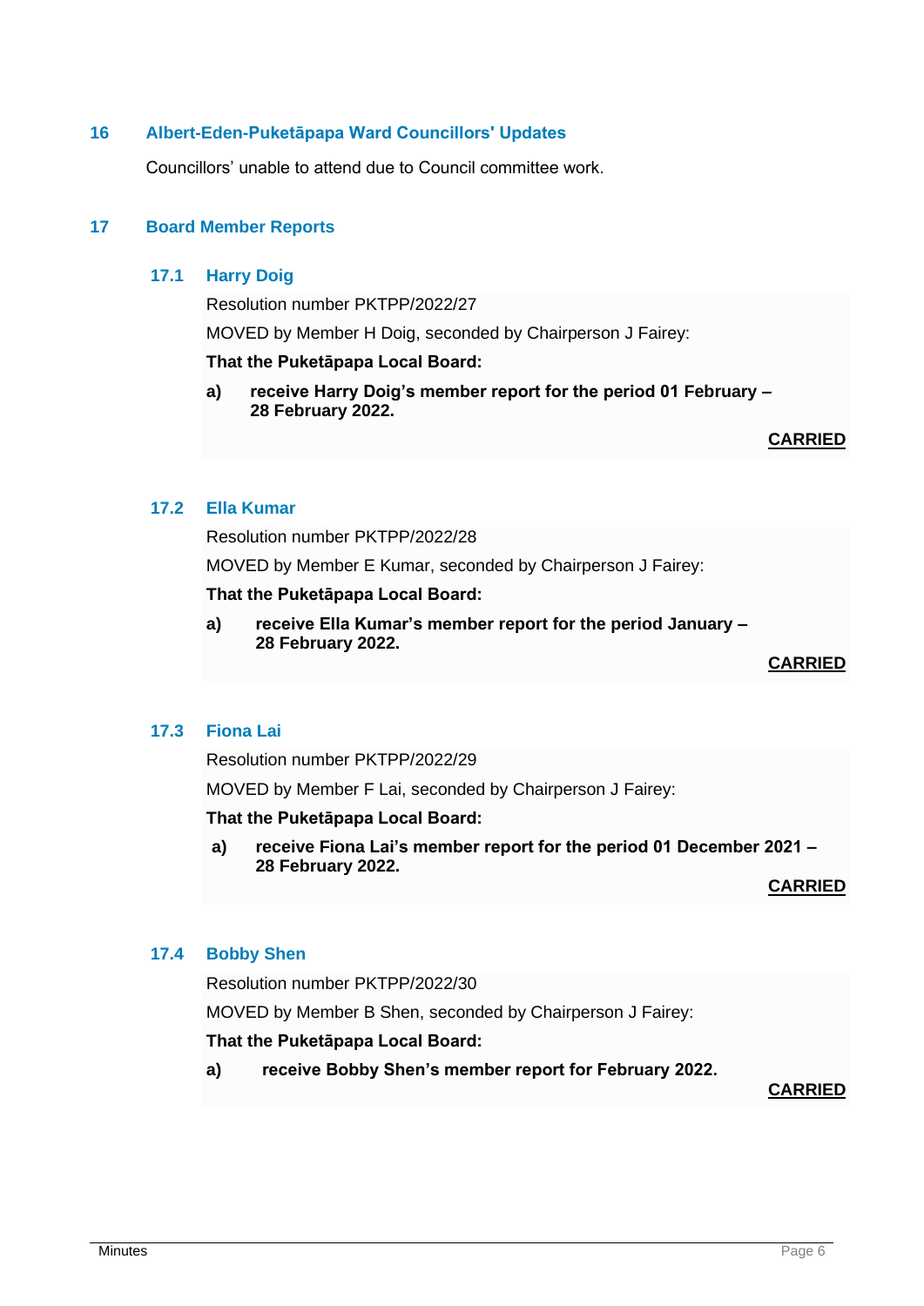## 16 Albert-Eden-Puketāpapa Ward Councillors' Updates

Councillors' unable to attend due to Council committee work.

## 17 Board Member Reports

### 17.1 Harry Doig

Resolution number PKTPP/2022/27

MOVED by Member H Doig, seconded by Chairperson J Fairey:

**That the Puketāpapa Local Board:**

**a) receive Harry Doig's member report for the period 01 February – 28 February 2022.**

**CARRIED**

### 17.2 Ella Kumar

Resolution number PKTPP/2022/28

MOVED by Member E Kumar, seconded by Chairperson J Fairey:

**That the Puketāpapa Local Board:**

**a) receive Ella Kumar's member report for the period January – 28 February 2022.**

**CARRIED**

### 17.3 Fiona Lai

Resolution number PKTPP/2022/29

MOVED by Member F Lai, seconded by Chairperson J Fairey:

**That the Puketāpapa Local Board:**

**a) receive Fiona Lai's member report for the period 01 December 2021 – 28 February 2022.**

**CARRIED**

### 17.4 Bobby Shen

Resolution number PKTPP/2022/30

MOVED by Member B Shen, seconded by Chairperson J Fairey:

**That the Puketāpapa Local Board:**

**a) receive Bobby Shen's member report for February 2022.**

**CARRIED**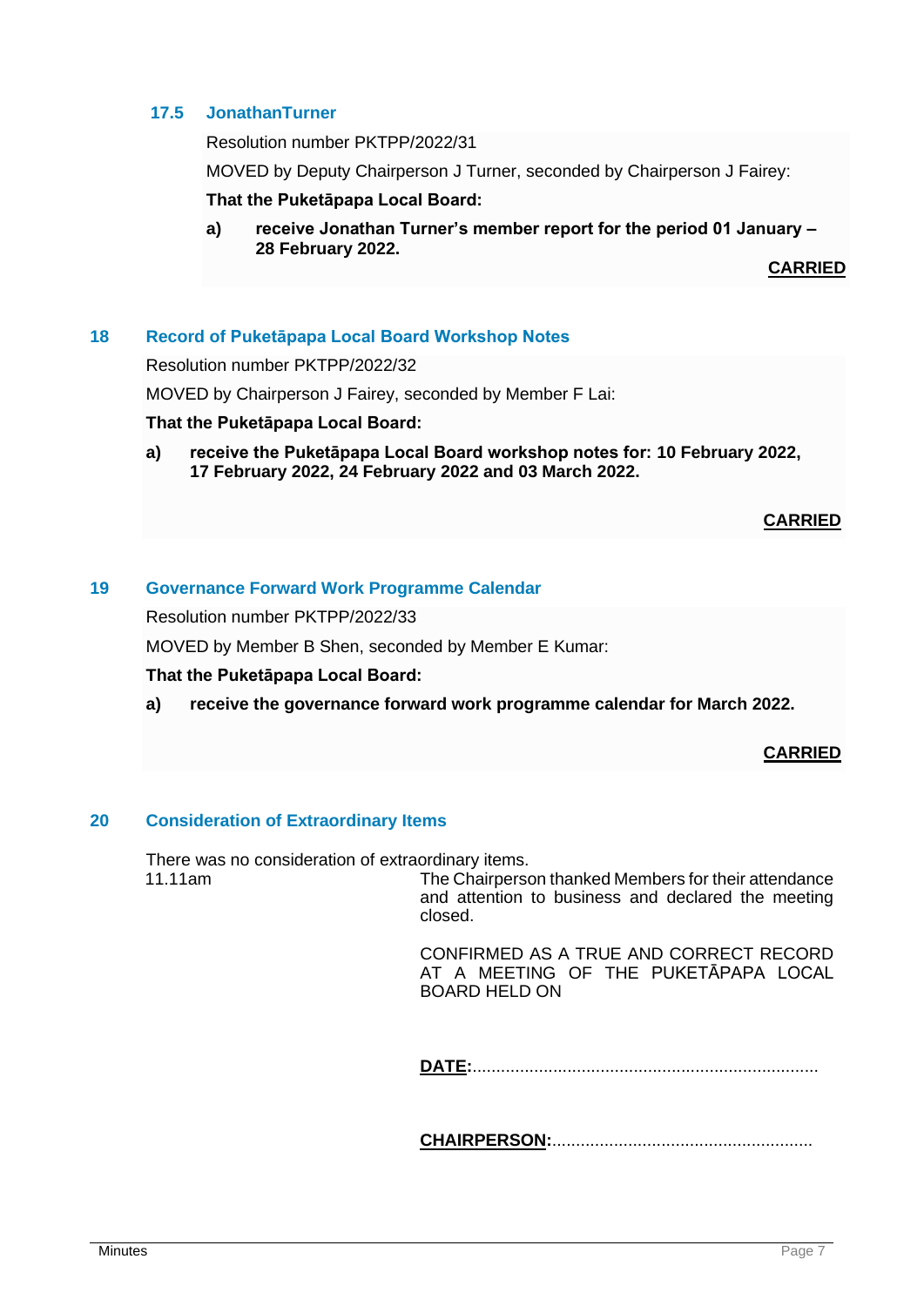### 17.5 JonathanTurner

Resolution number PKTPP/2022/31

MOVED by Deputy Chairperson J Turner, seconded by Chairperson J Fairey:

**That the Puketāpapa Local Board:**

**a) receive Jonathan Turner's member report for the period 01 January – 28 February 2022.**

**CARRIED**

## 18 Record of Puketāpapa Local Board Workshop Notes

Resolution number PKTPP/2022/32

MOVED by Chairperson J Fairey, seconded by Member F Lai:

**That the Puketāpapa Local Board:**

**a) receive the Puketāpapa Local Board workshop notes for: 10 February 2022, 17 February 2022, 24 February 2022 and 03 March 2022.**

**CARRIED**

## 19 Governance Forward Work Programme Calendar

Resolution number PKTPP/2022/33

MOVED by Member B Shen, seconded by Member E Kumar:

**That the Puketāpapa Local Board:**

**a) receive the governance forward work programme calendar for March 2022.**

**CARRIED**

## 20 Consideration of Extraordinary Items

There was no consideration of extraordinary items.

11.11am The Chairperson thanked Members for their attendance and attention to business and declared the meeting closed.

CONFIRMED AS A TRUE AND CORRECT RECORD AT A MEETING OF THE PUKETĀPAPA LOCAL BOARD HELD ON

**DATE:**.........................................................................

**CHAIRPERSON:**.......................................................